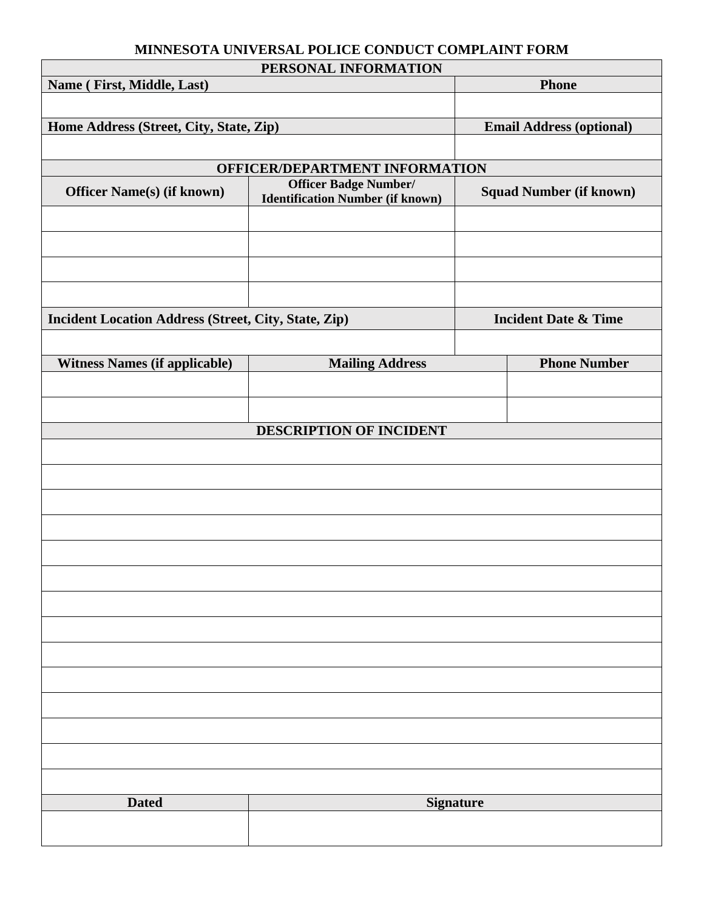# MINNESOTA UNIVERSAL POLICE CONDUCT COMPLAINT FORM

| PERSONAL INFORMATION | |
|---|---|
| **Name ( First, Middle, Last)** | **Phone** |
| | |
| **Home Address (Street, City, State, Zip)** | **Email Address (optional)** |
| | |

| OFFICER/DEPARTMENT INFORMATION | | |
|---|---|---|
| **Officer Name(s) (if known)** | **Officer Badge Number/ Identification Number (if known)** | **Squad Number (if known)** |
| | | |
| | | |
| | | |
| | | |

| **Incident Location Address (Street, City, State, Zip)** | **Incident Date & Time** |
|---|---|
| | |

| **Witness Names (if applicable)** | **Mailing Address** | **Phone Number** |
|---|---|---|
| | | |
| | | |

| DESCRIPTION OF INCIDENT |
|---|
| |
| |
| |
| |
| |
| |
| |
| |
| |
| |
| |
| |
| |
| |

| **Dated** | **Signature** |
|---|---|
| | |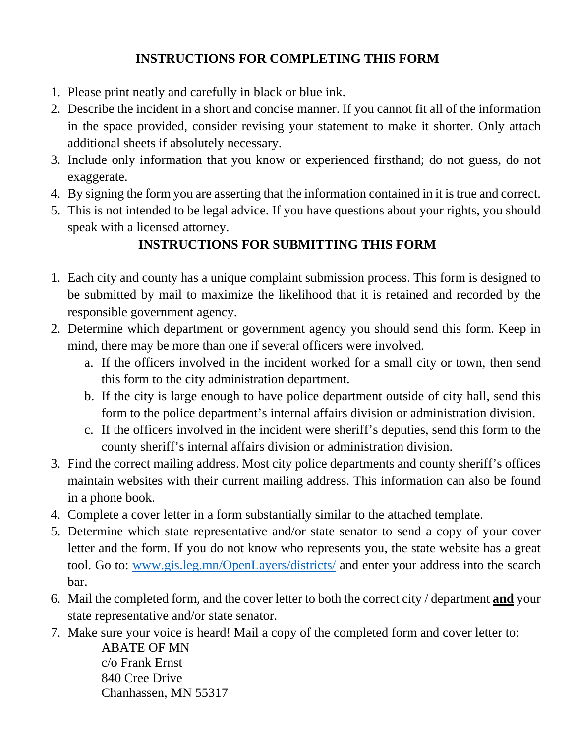## INSTRUCTIONS FOR COMPLETING THIS FORM

1. Please print neatly and carefully in black or blue ink.
2. Describe the incident in a short and concise manner. If you cannot fit all of the information in the space provided, consider revising your statement to make it shorter. Only attach additional sheets if absolutely necessary.
3. Include only information that you know or experienced firsthand; do not guess, do not exaggerate.
4. By signing the form you are asserting that the information contained in it is true and correct.
5. This is not intended to be legal advice. If you have questions about your rights, you should speak with a licensed attorney.

## INSTRUCTIONS FOR SUBMITTING THIS FORM

1. Each city and county has a unique complaint submission process. This form is designed to be submitted by mail to maximize the likelihood that it is retained and recorded by the responsible government agency.
2. Determine which department or government agency you should send this form. Keep in mind, there may be more than one if several officers were involved.
   a. If the officers involved in the incident worked for a small city or town, then send this form to the city administration department.
   b. If the city is large enough to have police department outside of city hall, send this form to the police department's internal affairs division or administration division.
   c. If the officers involved in the incident were sheriff's deputies, send this form to the county sheriff's internal affairs division or administration division.
3. Find the correct mailing address. Most city police departments and county sheriff's offices maintain websites with their current mailing address. This information can also be found in a phone book.
4. Complete a cover letter in a form substantially similar to the attached template.
5. Determine which state representative and/or state senator to send a copy of your cover letter and the form. If you do not know who represents you, the state website has a great tool. Go to: [www.gis.leg.mn/OpenLayers/districts/](http://www.gis.leg.mn/OpenLayers/districts/) and enter your address into the search bar.
6. Mail the completed form, and the cover letter to both the correct city / department **and** your state representative and/or state senator.
7. Make sure your voice is heard! Mail a copy of the completed form and cover letter to:

   ABATE OF MN
   c/o Frank Ernst
   840 Cree Drive
   Chanhassen, MN 55317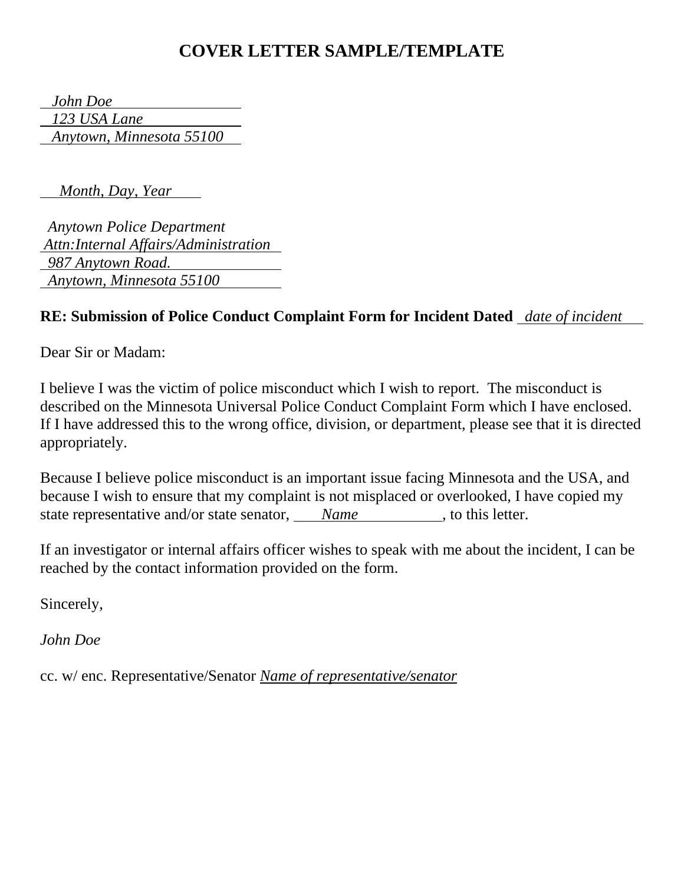# COVER LETTER SAMPLE/TEMPLATE

*John Doe*
*123 USA Lane*
*Anytown, Minnesota 55100*

*Month, Day, Year*

*Anytown Police Department*
*Attn:Internal Affairs/Administration*
*987 Anytown Road.*
*Anytown, Minnesota 55100*

**RE: Submission of Police Conduct Complaint Form for Incident Dated** *date of incident*

Dear Sir or Madam:

I believe I was the victim of police misconduct which I wish to report. The misconduct is described on the Minnesota Universal Police Conduct Complaint Form which I have enclosed. If I have addressed this to the wrong office, division, or department, please see that it is directed appropriately.

Because I believe police misconduct is an important issue facing Minnesota and the USA, and because I wish to ensure that my complaint is not misplaced or overlooked, I have copied my state representative and/or state senator, *Name*, to this letter.

If an investigator or internal affairs officer wishes to speak with me about the incident, I can be reached by the contact information provided on the form.

Sincerely,

*John Doe*

cc. w/ enc. Representative/Senator *Name of representative/senator*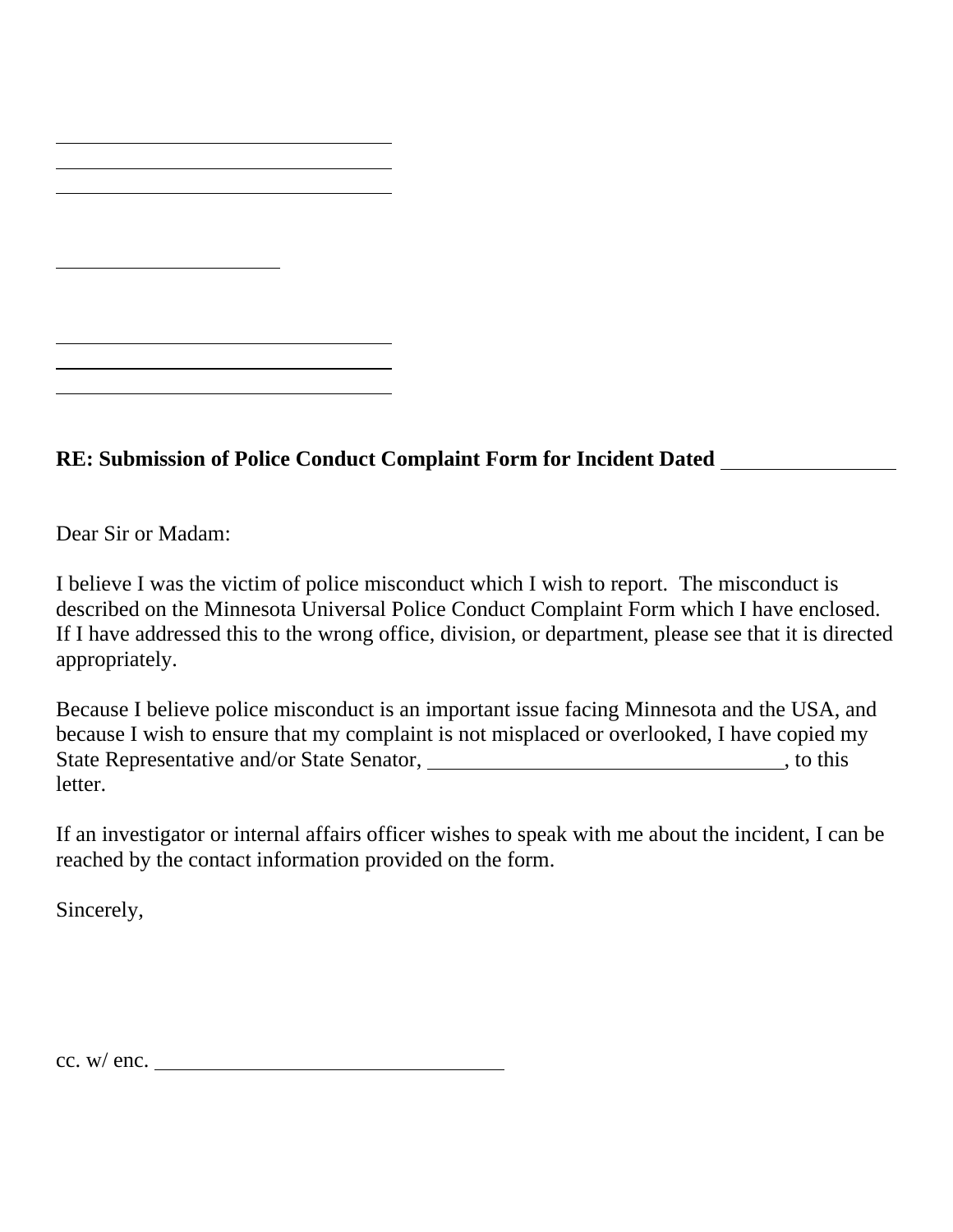\_\_\_\_\_\_\_\_\_\_\_\_\_\_\_\_\_\_\_\_\_\_\_\_\_\_\_\_\_\_\_\_\_\_
\_\_\_\_\_\_\_\_\_\_\_\_\_\_\_\_\_\_\_\_\_\_\_\_\_\_\_\_\_\_\_\_\_\_
\_\_\_\_\_\_\_\_\_\_\_\_\_\_\_\_\_\_\_\_\_\_\_\_\_\_\_\_\_\_\_\_\_\_

\_\_\_\_\_\_\_\_\_\_\_\_\_\_\_\_\_\_\_\_\_\_

\_\_\_\_\_\_\_\_\_\_\_\_\_\_\_\_\_\_\_\_\_\_\_\_\_\_\_\_\_\_\_\_\_\_
\_\_\_\_\_\_\_\_\_\_\_\_\_\_\_\_\_\_\_\_\_\_\_\_\_\_\_\_\_\_\_\_\_\_
\_\_\_\_\_\_\_\_\_\_\_\_\_\_\_\_\_\_\_\_\_\_\_\_\_\_\_\_\_\_\_\_\_\_

**RE: Submission of Police Conduct Complaint Form for Incident Dated** \_\_\_\_\_\_\_\_\_\_\_\_\_\_\_\_\_\_

Dear Sir or Madam:

I believe I was the victim of police misconduct which I wish to report. The misconduct is described on the Minnesota Universal Police Conduct Complaint Form which I have enclosed. If I have addressed this to the wrong office, division, or department, please see that it is directed appropriately.

Because I believe police misconduct is an important issue facing Minnesota and the USA, and because I wish to ensure that my complaint is not misplaced or overlooked, I have copied my State Representative and/or State Senator, \_\_\_\_\_\_\_\_\_\_\_\_\_\_\_\_\_\_\_\_\_\_\_\_\_\_\_\_\_\_\_\_\_\_\_\_, to this letter.

If an investigator or internal affairs officer wishes to speak with me about the incident, I can be reached by the contact information provided on the form.

Sincerely,

cc. w/ enc. \_\_\_\_\_\_\_\_\_\_\_\_\_\_\_\_\_\_\_\_\_\_\_\_\_\_\_\_\_\_\_\_\_\_\_\_